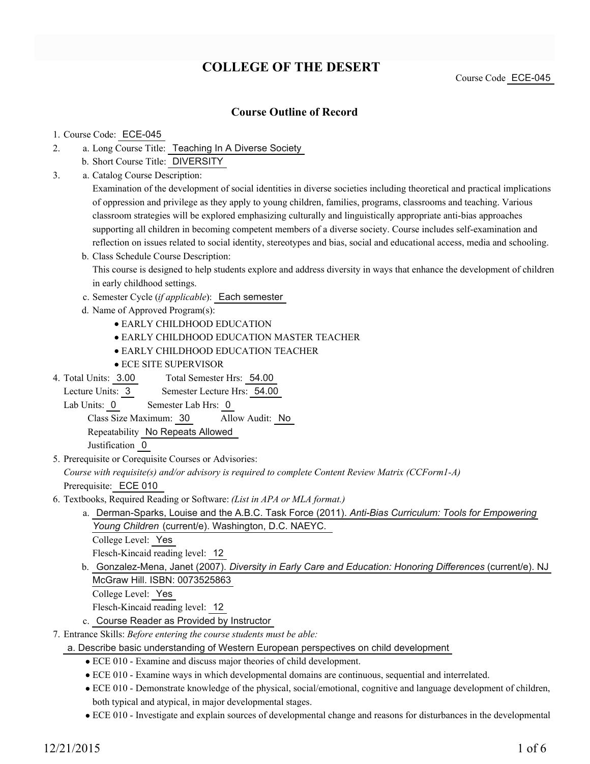# COLLEGE OF THE DESERT

Course Code ECE-045

## Course Outline of Record

1. Course Code: ECE-045
2. a. Long Course Title: Teaching In A Diverse Society
   b. Short Course Title: DIVERSITY
3. a. Catalog Course Description:
   Examination of the development of social identities in diverse societies including theoretical and practical implications of oppression and privilege as they apply to young children, families, programs, classrooms and teaching. Various classroom strategies will be explored emphasizing culturally and linguistically appropriate anti-bias approaches supporting all children in becoming competent members of a diverse society. Course includes self-examination and reflection on issues related to social identity, stereotypes and bias, social and educational access, media and schooling.
   b. Class Schedule Course Description:
   This course is designed to help students explore and address diversity in ways that enhance the development of children in early childhood settings.
   c. Semester Cycle (*if applicable*): Each semester
   d. Name of Approved Program(s):
      - EARLY CHILDHOOD EDUCATION
      - EARLY CHILDHOOD EDUCATION MASTER TEACHER
      - EARLY CHILDHOOD EDUCATION TEACHER
      - ECE SITE SUPERVISOR
4. Total Units: 3.00 Total Semester Hrs: 54.00
   Lecture Units: 3 Semester Lecture Hrs: 54.00
   Lab Units: 0 Semester Lab Hrs: 0
   Class Size Maximum: 30 Allow Audit: No
   Repeatability No Repeats Allowed
   Justification 0
5. Prerequisite or Corequisite Courses or Advisories:
   *Course with requisite(s) and/or advisory is required to complete Content Review Matrix (CCForm1-A)*
   Prerequisite: ECE 010
6. Textbooks, Required Reading or Software: *(List in APA or MLA format.)*
   a. Derman-Sparks, Louise and the A.B.C. Task Force (2011). *Anti-Bias Curriculum: Tools for Empowering Young Children* (current/e). Washington, D.C. NAEYC.
      College Level: Yes
      Flesch-Kincaid reading level: 12
   b. Gonzalez-Mena, Janet (2007). *Diversity in Early Care and Education: Honoring Differences* (current/e). NJ McGraw Hill. ISBN: 0073525863
      College Level: Yes
      Flesch-Kincaid reading level: 12
   c. Course Reader as Provided by Instructor
7. Entrance Skills: *Before entering the course students must be able:*
   a. Describe basic understanding of Western European perspectives on child development
      - ECE 010 - Examine and discuss major theories of child development.
      - ECE 010 - Examine ways in which developmental domains are continuous, sequential and interrelated.
      - ECE 010 - Demonstrate knowledge of the physical, social/emotional, cognitive and language development of children, both typical and atypical, in major developmental stages.
      - ECE 010 - Investigate and explain sources of developmental change and reasons for disturbances in the developmental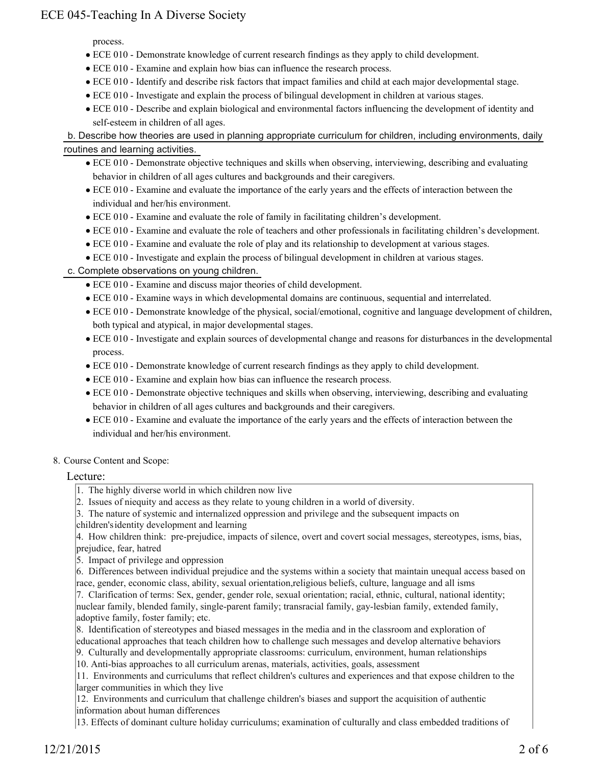process.

- ECE 010 - Demonstrate knowledge of current research findings as they apply to child development.
- ECE 010 - Examine and explain how bias can influence the research process.
- ECE 010 - Identify and describe risk factors that impact families and child at each major developmental stage.
- ECE 010 - Investigate and explain the process of bilingual development in children at various stages.
- ECE 010 - Describe and explain biological and environmental factors influencing the development of identity and self-esteem in children of all ages.

b. Describe how theories are used in planning appropriate curriculum for children, including environments, daily routines and learning activities.

- ECE 010 - Demonstrate objective techniques and skills when observing, interviewing, describing and evaluating behavior in children of all ages cultures and backgrounds and their caregivers.
- ECE 010 - Examine and evaluate the importance of the early years and the effects of interaction between the individual and her/his environment.
- ECE 010 - Examine and evaluate the role of family in facilitating children's development.
- ECE 010 - Examine and evaluate the role of teachers and other professionals in facilitating children's development.
- ECE 010 - Examine and evaluate the role of play and its relationship to development at various stages.
- ECE 010 - Investigate and explain the process of bilingual development in children at various stages.

c. Complete observations on young children.

- ECE 010 - Examine and discuss major theories of child development.
- ECE 010 - Examine ways in which developmental domains are continuous, sequential and interrelated.
- ECE 010 - Demonstrate knowledge of the physical, social/emotional, cognitive and language development of children, both typical and atypical, in major developmental stages.
- ECE 010 - Investigate and explain sources of developmental change and reasons for disturbances in the developmental process.
- ECE 010 - Demonstrate knowledge of current research findings as they apply to child development.
- ECE 010 - Examine and explain how bias can influence the research process.
- ECE 010 - Demonstrate objective techniques and skills when observing, interviewing, describing and evaluating behavior in children of all ages cultures and backgrounds and their caregivers.
- ECE 010 - Examine and evaluate the importance of the early years and the effects of interaction between the individual and her/his environment.

8. Course Content and Scope:

Lecture:

1. The highly diverse world in which children now live
2. Issues of niequity and access as they relate to young children in a world of diversity.
3. The nature of systemic and internalized oppression and privilege and the subsequent impacts on children's identity development and learning
4. How children think: pre-prejudice, impacts of silence, overt and covert social messages, stereotypes, isms, bias, prejudice, fear, hatred
5. Impact of privilege and oppression
6. Differences between individual prejudice and the systems within a society that maintain unequal access based on race, gender, economic class, ability, sexual orientation,religious beliefs, culture, language and all isms
7. Clarification of terms: Sex, gender, gender role, sexual orientation; racial, ethnic, cultural, national identity; nuclear family, blended family, single-parent family; transracial family, gay-lesbian family, extended family, adoptive family, foster family; etc.
8. Identification of stereotypes and biased messages in the media and in the classroom and exploration of educational approaches that teach children how to challenge such messages and develop alternative behaviors
9. Culturally and developmentally appropriate classrooms: curriculum, environment, human relationships
10. Anti-bias approaches to all curriculum arenas, materials, activities, goals, assessment
11. Environments and curriculums that reflect children's cultures and experiences and that expose children to the larger communities in which they live
12. Environments and curriculum that challenge children's biases and support the acquisition of authentic information about human differences
13. Effects of dominant culture holiday curriculums; examination of culturally and class embedded traditions of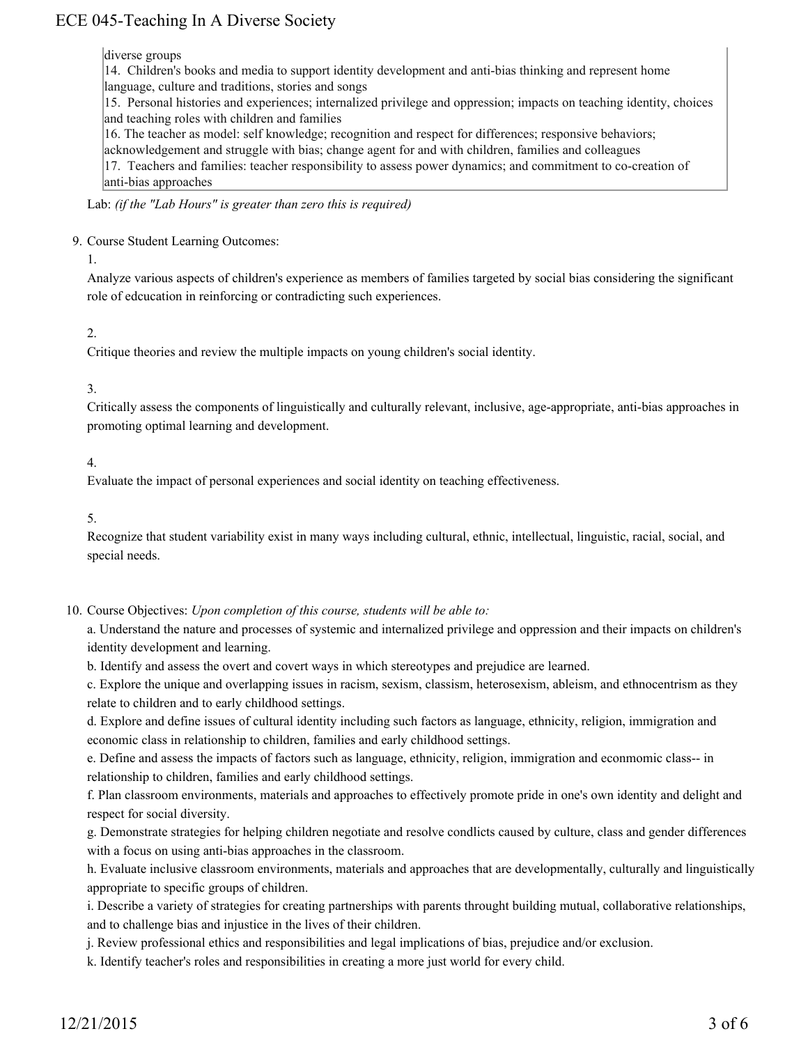diverse groups

14. Children's books and media to support identity development and anti-bias thinking and represent home language, culture and traditions, stories and songs
15. Personal histories and experiences; internalized privilege and oppression; impacts on teaching identity, choices and teaching roles with children and families
16. The teacher as model: self knowledge; recognition and respect for differences; responsive behaviors; acknowledgement and struggle with bias; change agent for and with children, families and colleagues
17. Teachers and families: teacher responsibility to assess power dynamics; and commitment to co-creation of anti-bias approaches

Lab: *(if the "Lab Hours" is greater than zero this is required)*

9. Course Student Learning Outcomes:

1.

Analyze various aspects of children's experience as members of families targeted by social bias considering the significant role of edcucation in reinforcing or contradicting such experiences.

2.

Critique theories and review the multiple impacts on young children's social identity.

3.

Critically assess the components of linguistically and culturally relevant, inclusive, age-appropriate, anti-bias approaches in promoting optimal learning and development.

4.

Evaluate the impact of personal experiences and social identity on teaching effectiveness.

5.

Recognize that student variability exist in many ways including cultural, ethnic, intellectual, linguistic, racial, social, and special needs.

10. Course Objectives: *Upon completion of this course, students will be able to:*

a. Understand the nature and processes of systemic and internalized privilege and oppression and their impacts on children's identity development and learning.

b. Identify and assess the overt and covert ways in which stereotypes and prejudice are learned.

c. Explore the unique and overlapping issues in racism, sexism, classism, heterosexism, ableism, and ethnocentrism as they relate to children and to early childhood settings.

d. Explore and define issues of cultural identity including such factors as language, ethnicity, religion, immigration and economic class in relationship to children, families and early childhood settings.

e. Define and assess the impacts of factors such as language, ethnicity, religion, immigration and econmomic class-- in relationship to children, families and early childhood settings.

f. Plan classroom environments, materials and approaches to effectively promote pride in one's own identity and delight and respect for social diversity.

g. Demonstrate strategies for helping children negotiate and resolve condlicts caused by culture, class and gender differences with a focus on using anti-bias approaches in the classroom.

h. Evaluate inclusive classroom environments, materials and approaches that are developmentally, culturally and linguistically appropriate to specific groups of children.

i. Describe a variety of strategies for creating partnerships with parents throught building mutual, collaborative relationships, and to challenge bias and injustice in the lives of their children.

j. Review professional ethics and responsibilities and legal implications of bias, prejudice and/or exclusion.

k. Identify teacher's roles and responsibilities in creating a more just world for every child.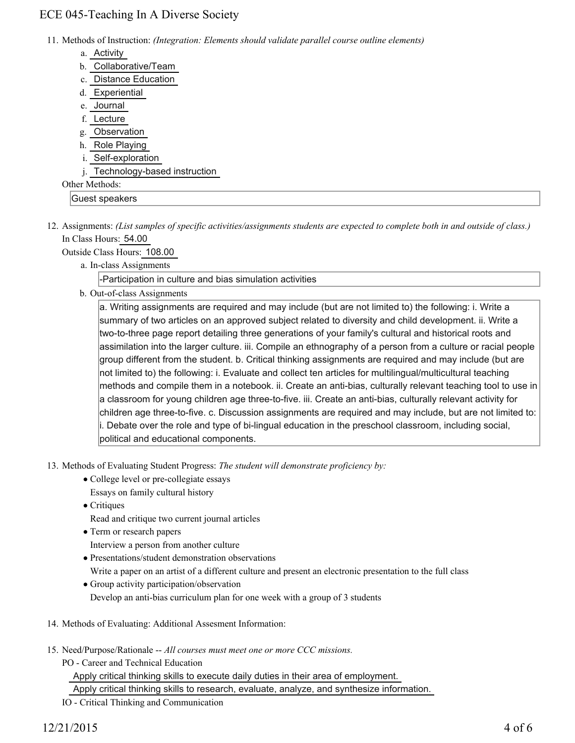11. Methods of Instruction: *(Integration: Elements should validate parallel course outline elements)*
    a. Activity
    b. Collaborative/Team
    c. Distance Education
    d. Experiential
    e. Journal
    f. Lecture
    g. Observation
    h. Role Playing
    i. Self-exploration
    j. Technology-based instruction

    Other Methods:

    Guest speakers

12. Assignments: *(List samples of specific activities/assignments students are expected to complete both in and outside of class.)*

    In Class Hours: 54.00

    Outside Class Hours: 108.00

    a. In-class Assignments

       -Participation in culture and bias simulation activities

    b. Out-of-class Assignments

       a. Writing assignments are required and may include (but are not limited to) the following: i. Write a summary of two articles on an approved subject related to diversity and child development. ii. Write a two-to-three page report detailing three generations of your family's cultural and historical roots and assimilation into the larger culture. iii. Compile an ethnography of a person from a culture or racial people group different from the student. b. Critical thinking assignments are required and may include (but are not limited to) the following: i. Evaluate and collect ten articles for multilingual/multicultural teaching methods and compile them in a notebook. ii. Create an anti-bias, culturally relevant teaching tool to use in a classroom for young children age three-to-five. iii. Create an anti-bias, culturally relevant activity for children age three-to-five. c. Discussion assignments are required and may include, but are not limited to: i. Debate over the role and type of bi-lingual education in the preschool classroom, including social, political and educational components.

13. Methods of Evaluating Student Progress: *The student will demonstrate proficiency by:*
    - College level or pre-collegiate essays

      Essays on family cultural history
    - Critiques

      Read and critique two current journal articles
    - Term or research papers

      Interview a person from another culture
    - Presentations/student demonstration observations

      Write a paper on an artist of a different culture and present an electronic presentation to the full class
    - Group activity participation/observation

      Develop an anti-bias curriculum plan for one week with a group of 3 students

14. Methods of Evaluating: Additional Assesment Information:

15. Need/Purpose/Rationale -- *All courses must meet one or more CCC missions.*

    PO - Career and Technical Education

    Apply critical thinking skills to execute daily duties in their area of employment.

    Apply critical thinking skills to research, evaluate, analyze, and synthesize information.

    IO - Critical Thinking and Communication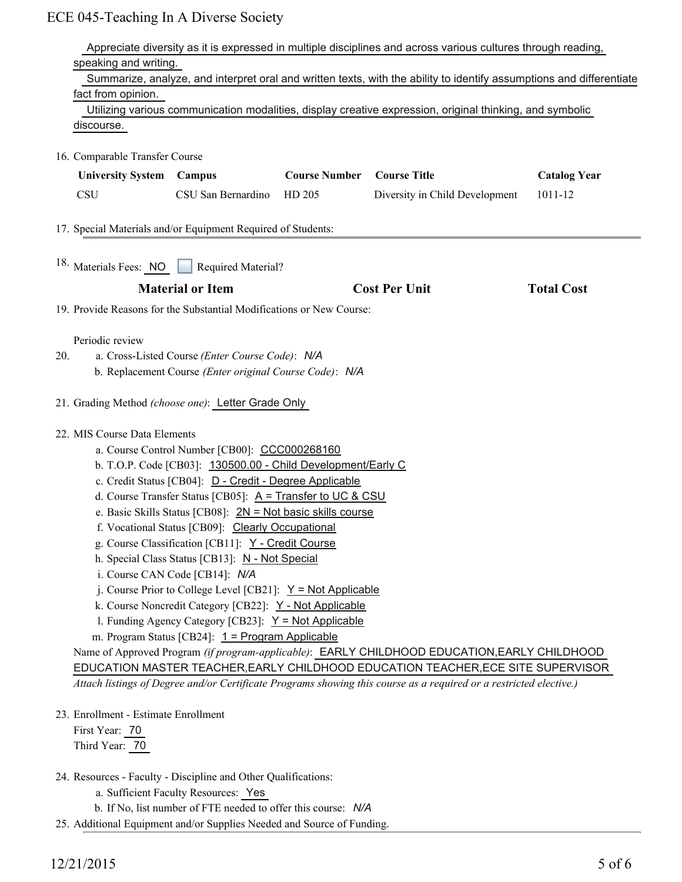Appreciate diversity as it is expressed in multiple disciplines and across various cultures through reading, speaking and writing.

Summarize, analyze, and interpret oral and written texts, with the ability to identify assumptions and differentiate fact from opinion.

Utilizing various communication modalities, display creative expression, original thinking, and symbolic discourse.

16. Comparable Transfer Course

| University System | Campus | Course Number | Course Title | Catalog Year |
|---|---|---|---|---|
| CSU | CSU San Bernardino | HD 205 | Diversity in Child Development | 1011-12 |

17. Special Materials and/or Equipment Required of Students:

18. Materials Fees: NO ☐ Required Material?

| Material or Item | Cost Per Unit | Total Cost |
|---|---|---|

19. Provide Reasons for the Substantial Modifications or New Course:

Periodic review

20. a. Cross-Listed Course *(Enter Course Code)*: *N/A*
    b. Replacement Course *(Enter original Course Code)*: *N/A*

21. Grading Method *(choose one)*: Letter Grade Only

22. MIS Course Data Elements
    a. Course Control Number [CB00]: CCC000268160
    b. T.O.P. Code [CB03]: 130500.00 - Child Development/Early C
    c. Credit Status [CB04]: D - Credit - Degree Applicable
    d. Course Transfer Status [CB05]: A = Transfer to UC & CSU
    e. Basic Skills Status [CB08]: 2N = Not basic skills course
    f. Vocational Status [CB09]: Clearly Occupational
    g. Course Classification [CB11]: Y - Credit Course
    h. Special Class Status [CB13]: N - Not Special
    i. Course CAN Code [CB14]: *N/A*
    j. Course Prior to College Level [CB21]: Y = Not Applicable
    k. Course Noncredit Category [CB22]: Y - Not Applicable
    l. Funding Agency Category [CB23]: Y = Not Applicable
    m. Program Status [CB24]: 1 = Program Applicable

    Name of Approved Program *(if program-applicable)*: EARLY CHILDHOOD EDUCATION,EARLY CHILDHOOD EDUCATION MASTER TEACHER,EARLY CHILDHOOD EDUCATION TEACHER,ECE SITE SUPERVISOR

    *Attach listings of Degree and/or Certificate Programs showing this course as a required or a restricted elective.)*

23. Enrollment - Estimate Enrollment
    First Year: 70
    Third Year: 70

24. Resources - Faculty - Discipline and Other Qualifications:
    a. Sufficient Faculty Resources: Yes
    b. If No, list number of FTE needed to offer this course: *N/A*

25. Additional Equipment and/or Supplies Needed and Source of Funding.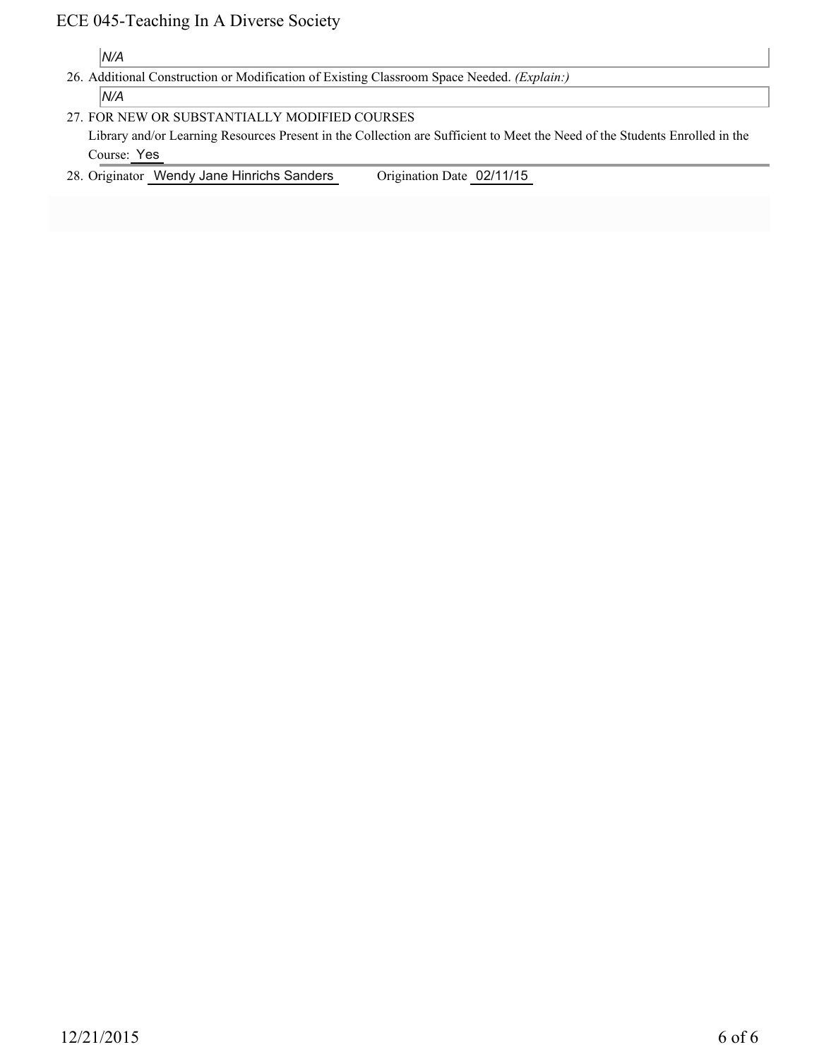N/A

26. Additional Construction or Modification of Existing Classroom Space Needed. *(Explain:)*

    N/A

27. FOR NEW OR SUBSTANTIALLY MODIFIED COURSES

    Library and/or Learning Resources Present in the Collection are Sufficient to Meet the Need of the Students Enrolled in the Course: Yes

28. Originator Wendy Jane Hinrichs Sanders Origination Date 02/11/15